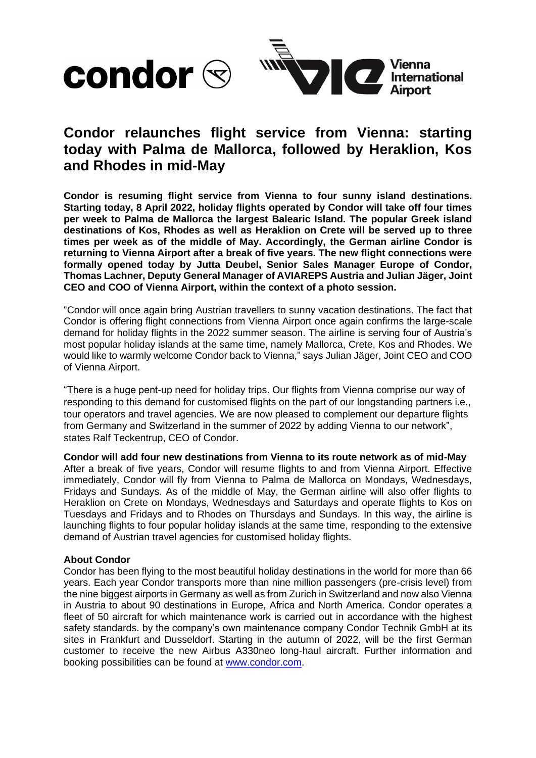# Condor relaunches flight service from Vienna: starting today with Palma de Mallorca, followed by Heraklion, Kos and Rhodes in mid-May

**Condor is resuming flight service from Vienna to four sunny island destinations. Starting today, 8 April 2022, holiday flights operated by Condor will take off four times per week to Palma de Mallorca the largest Balearic Island. The popular Greek island destinations of Kos, Rhodes as well as Heraklion on Crete will be served up to three times per week as of the middle of May. Accordingly, the German airline Condor is returning to Vienna Airport after a break of five years. The new flight connections were formally opened today by Jutta Deubel, Senior Sales Manager Europe of Condor, Thomas Lachner, Deputy General Manager of AVIAREPS Austria and Julian Jäger, Joint CEO and COO of Vienna Airport, within the context of a photo session.**

"Condor will once again bring Austrian travellers to sunny vacation destinations. The fact that Condor is offering flight connections from Vienna Airport once again confirms the large-scale demand for holiday flights in the 2022 summer season. The airline is serving four of Austria's most popular holiday islands at the same time, namely Mallorca, Crete, Kos and Rhodes. We would like to warmly welcome Condor back to Vienna," says Julian Jäger, Joint CEO and COO of Vienna Airport.

"There is a huge pent-up need for holiday trips. Our flights from Vienna comprise our way of responding to this demand for customised flights on the part of our longstanding partners i.e., tour operators and travel agencies. We are now pleased to complement our departure flights from Germany and Switzerland in the summer of 2022 by adding Vienna to our network", states Ralf Teckentrup, CEO of Condor.

**Condor will add four new destinations from Vienna to its route network as of mid-May**

After a break of five years, Condor will resume flights to and from Vienna Airport. Effective immediately, Condor will fly from Vienna to Palma de Mallorca on Mondays, Wednesdays, Fridays and Sundays. As of the middle of May, the German airline will also offer flights to Heraklion on Crete on Mondays, Wednesdays and Saturdays and operate flights to Kos on Tuesdays and Fridays and to Rhodes on Thursdays and Sundays. In this way, the airline is launching flights to four popular holiday islands at the same time, responding to the extensive demand of Austrian travel agencies for customised holiday flights.

**About Condor**

Condor has been flying to the most beautiful holiday destinations in the world for more than 66 years. Each year Condor transports more than nine million passengers (pre-crisis level) from the nine biggest airports in Germany as well as from Zurich in Switzerland and now also Vienna in Austria to about 90 destinations in Europe, Africa and North America. Condor operates a fleet of 50 aircraft for which maintenance work is carried out in accordance with the highest safety standards. by the company's own maintenance company Condor Technik GmbH at its sites in Frankfurt and Dusseldorf. Starting in the autumn of 2022, will be the first German customer to receive the new Airbus A330neo long-haul aircraft. Further information and booking possibilities can be found at [www.condor.com](http://www.condor.com).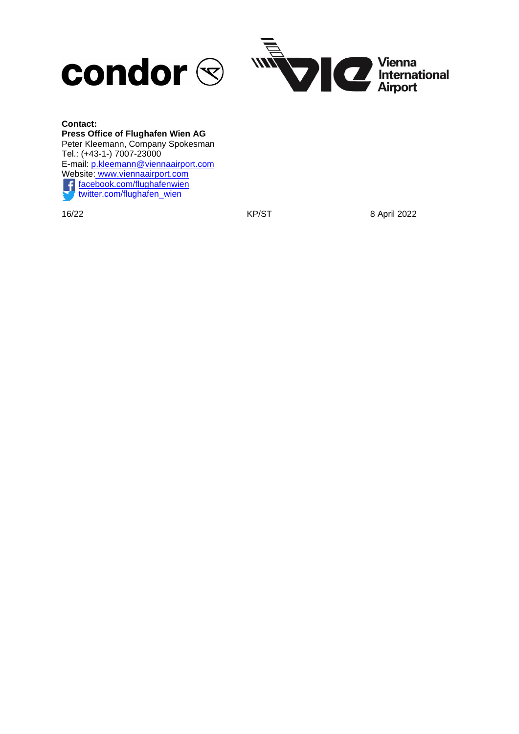**Contact:**
**Press Office of Flughafen Wien AG**
Peter Kleemann, Company Spokesman
Tel.: (+43-1-) 7007-23000
E-mail: p.kleemann@viennaairport.com
Website: www.viennaairport.com
facebook.com/flughafenwien
twitter.com/flughafen_wien

16/22 KP/ST 8 April 2022